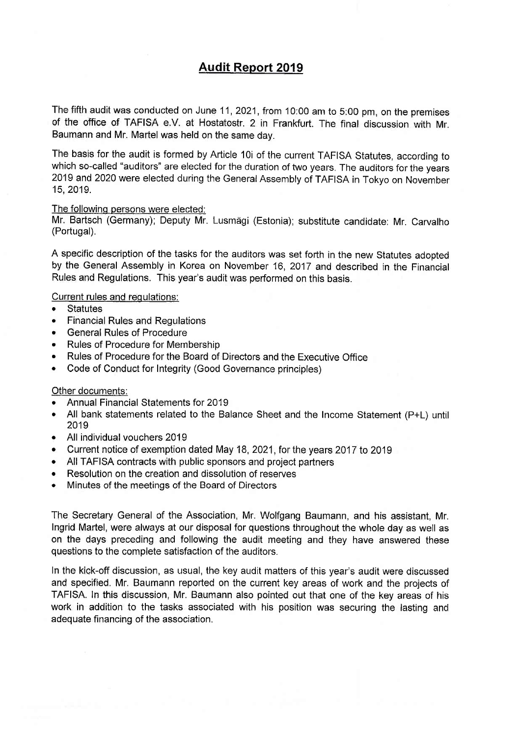# Audit Report 2019

The fifth audit was conducted on June 11, 2021, from 10:00 am to 5:00 pm, on the premises of the office of TAFISA e.V. at Hostatostr. 2 in Frankfurt. The final discussion with Mr. Baumann and Mr. Martel was held on the same day.

The basis for the audit is formed by Article 10i of the current TAFISA Statutes, according to which so-called "auditors" are elected for the duration of two years. The auditors for the years 2019 and 2020 were elected during the General Assembly of TAFISA in Tokyo on November 15, 2019.

The following persons were elected:
Mr. Bartsch (Germany); Deputy Mr. Lusmägi (Estonia); substitute candidate: Mr. Carvalho (Portugal).

A specific description of the tasks for the auditors was set forth in the new Statutes adopted by the General Assembly in Korea on November 16, 2017 and described in the Financial Rules and Regulations. This year's audit was performed on this basis.

Current rules and regulations:

- Statutes
- Financial Rules and Regulations
- General Rules of Procedure
- Rules of Procedure for Membership
- Rules of Procedure for the Board of Directors and the Executive Office
- Code of Conduct for Integrity (Good Governance principles)

Other documents:

- Annual Financial Statements for 2019
- All bank statements related to the Balance Sheet and the Income Statement (P+L) until 2019
- All individual vouchers 2019
- Current notice of exemption dated May 18, 2021, for the years 2017 to 2019
- All TAFISA contracts with public sponsors and project partners
- Resolution on the creation and dissolution of reserves
- Minutes of the meetings of the Board of Directors

The Secretary General of the Association, Mr. Wolfgang Baumann, and his assistant, Mr. Ingrid Martel, were always at our disposal for questions throughout the whole day as well as on the days preceding and following the audit meeting and they have answered these questions to the complete satisfaction of the auditors.

In the kick-off discussion, as usual, the key audit matters of this year's audit were discussed and specified. Mr. Baumann reported on the current key areas of work and the projects of TAFISA. In this discussion, Mr. Baumann also pointed out that one of the key areas of his work in addition to the tasks associated with his position was securing the lasting and adequate financing of the association.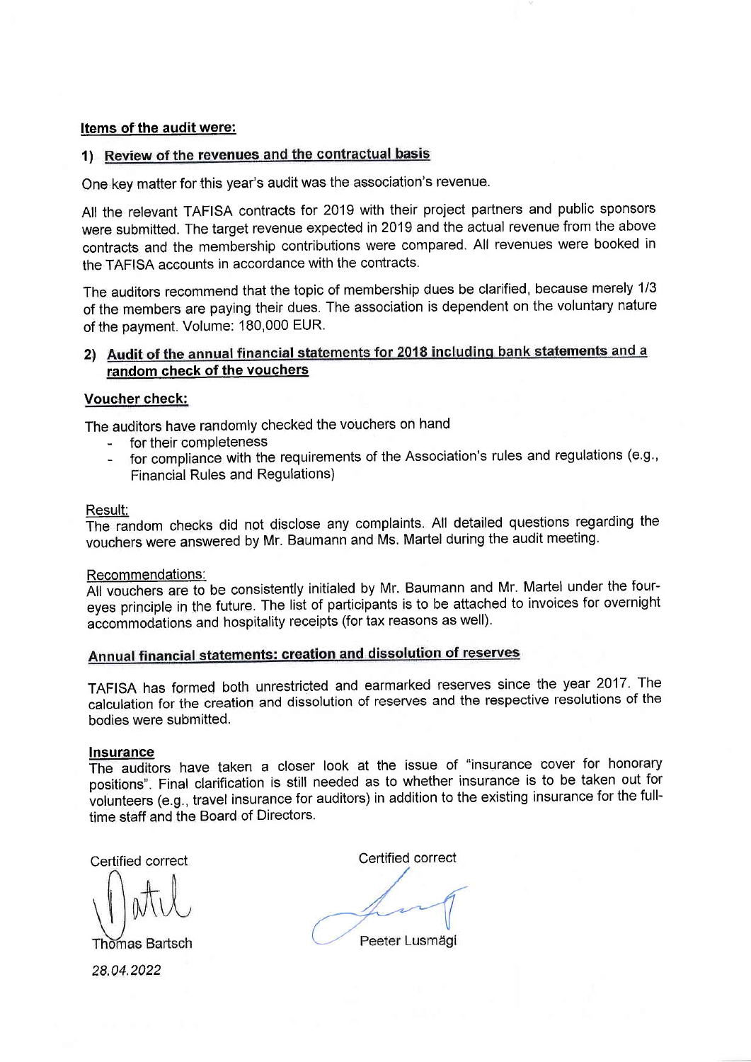**Items of the audit were:**

## 1) Review of the revenues and the contractual basis

One key matter for this year's audit was the association's revenue.

All the relevant TAFISA contracts for 2019 with their project partners and public sponsors were submitted. The target revenue expected in 2019 and the actual revenue from the above contracts and the membership contributions were compared. All revenues were booked in the TAFISA accounts in accordance with the contracts.

The auditors recommend that the topic of membership dues be clarified, because merely 1/3 of the members are paying their dues. The association is dependent on the voluntary nature of the payment. Volume: 180,000 EUR.

## 2) Audit of the annual financial statements for 2018 including bank statements and a random check of the vouchers

**Voucher check:**

The auditors have randomly checked the vouchers on hand

- for their completeness
- for compliance with the requirements of the Association's rules and regulations (e.g., Financial Rules and Regulations)

Result:
The random checks did not disclose any complaints. All detailed questions regarding the vouchers were answered by Mr. Baumann and Ms. Martel during the audit meeting.

Recommendations:
All vouchers are to be consistently initialed by Mr. Baumann and Mr. Martel under the four-eyes principle in the future. The list of participants is to be attached to invoices for overnight accommodations and hospitality receipts (for tax reasons as well).

**Annual financial statements: creation and dissolution of reserves**

TAFISA has formed both unrestricted and earmarked reserves since the year 2017. The calculation for the creation and dissolution of reserves and the respective resolutions of the bodies were submitted.

**Insurance**
The auditors have taken a closer look at the issue of "insurance cover for honorary positions". Final clarification is still needed as to whether insurance is to be taken out for volunteers (e.g., travel insurance for auditors) in addition to the existing insurance for the full-time staff and the Board of Directors.

Certified correct

Thomas Bartsch

*28.04.2022*

Certified correct

Peeter Lusmägi